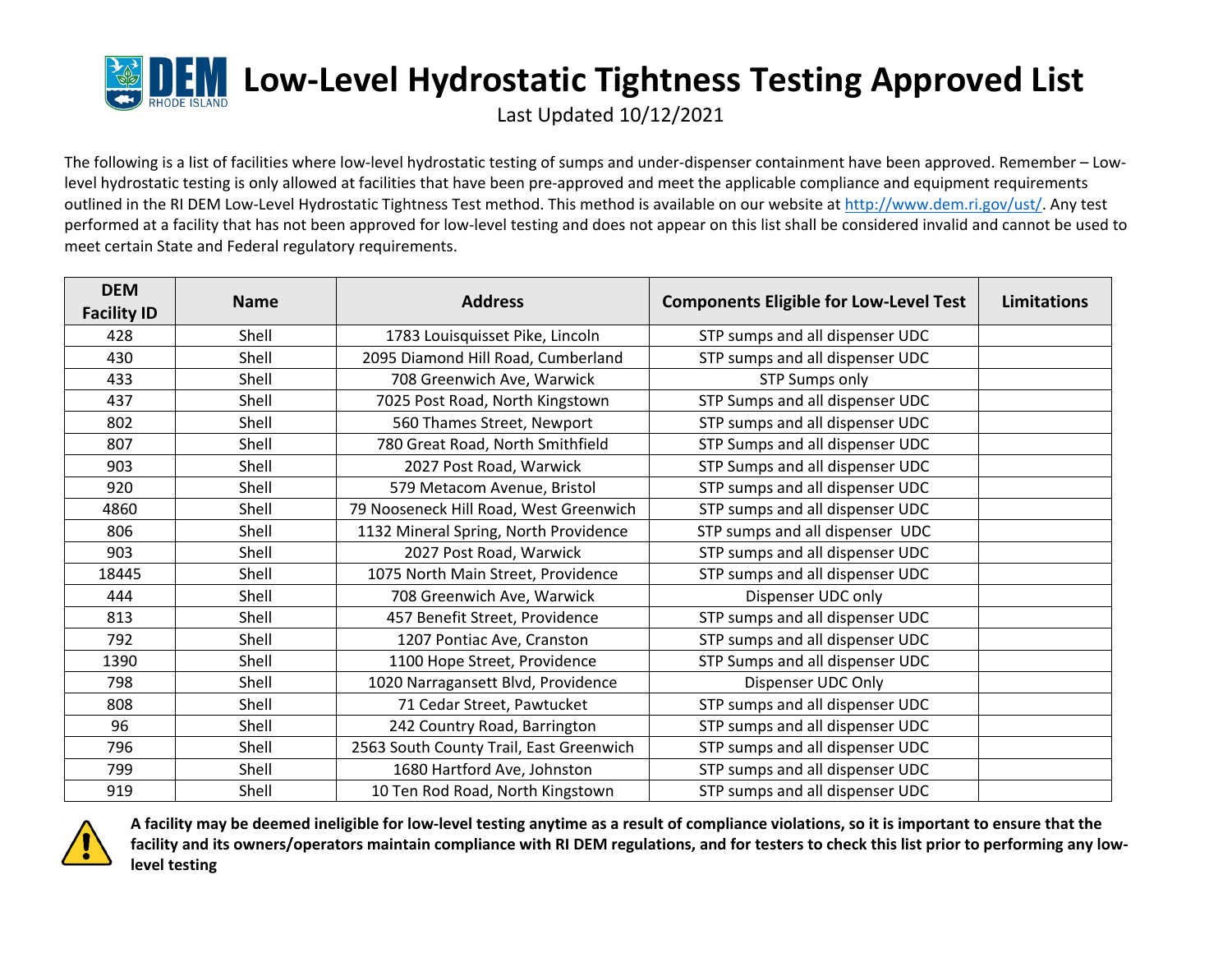# Low-Level Hydrostatic Tightness Testing Approved List

Last Updated 10/12/2021

The following is a list of facilities where low-level hydrostatic testing of sumps and under-dispenser containment have been approved. Remember – Low-level hydrostatic testing is only allowed at facilities that have been pre-approved and meet the applicable compliance and equipment requirements outlined in the RI DEM Low-Level Hydrostatic Tightness Test method. This method is available on our website at http://www.dem.ri.gov/ust/. Any test performed at a facility that has not been approved for low-level testing and does not appear on this list shall be considered invalid and cannot be used to meet certain State and Federal regulatory requirements.

| DEM Facility ID | Name | Address | Components Eligible for Low-Level Test | Limitations |
|---|---|---|---|---|
| 428 | Shell | 1783 Louisquisset Pike, Lincoln | STP sumps and all dispenser UDC | |
| 430 | Shell | 2095 Diamond Hill Road, Cumberland | STP sumps and all dispenser UDC | |
| 433 | Shell | 708 Greenwich Ave, Warwick | STP Sumps only | |
| 437 | Shell | 7025 Post Road, North Kingstown | STP Sumps and all dispenser UDC | |
| 802 | Shell | 560 Thames Street, Newport | STP sumps and all dispenser UDC | |
| 807 | Shell | 780 Great Road, North Smithfield | STP Sumps and all dispenser UDC | |
| 903 | Shell | 2027 Post Road, Warwick | STP Sumps and all dispenser UDC | |
| 920 | Shell | 579 Metacom Avenue, Bristol | STP sumps and all dispenser UDC | |
| 4860 | Shell | 79 Nooseneck Hill Road, West Greenwich | STP sumps and all dispenser UDC | |
| 806 | Shell | 1132 Mineral Spring, North Providence | STP sumps and all dispenser UDC | |
| 903 | Shell | 2027 Post Road, Warwick | STP sumps and all dispenser UDC | |
| 18445 | Shell | 1075 North Main Street, Providence | STP sumps and all dispenser UDC | |
| 444 | Shell | 708 Greenwich Ave, Warwick | Dispenser UDC only | |
| 813 | Shell | 457 Benefit Street, Providence | STP sumps and all dispenser UDC | |
| 792 | Shell | 1207 Pontiac Ave, Cranston | STP sumps and all dispenser UDC | |
| 1390 | Shell | 1100 Hope Street, Providence | STP Sumps and all dispenser UDC | |
| 798 | Shell | 1020 Narragansett Blvd, Providence | Dispenser UDC Only | |
| 808 | Shell | 71 Cedar Street, Pawtucket | STP sumps and all dispenser UDC | |
| 96 | Shell | 242 Country Road, Barrington | STP sumps and all dispenser UDC | |
| 796 | Shell | 2563 South County Trail, East Greenwich | STP sumps and all dispenser UDC | |
| 799 | Shell | 1680 Hartford Ave, Johnston | STP sumps and all dispenser UDC | |
| 919 | Shell | 10 Ten Rod Road, North Kingstown | STP sumps and all dispenser UDC | |

**A facility may be deemed ineligible for low-level testing anytime as a result of compliance violations, so it is important to ensure that the facility and its owners/operators maintain compliance with RI DEM regulations, and for testers to check this list prior to performing any low-level testing**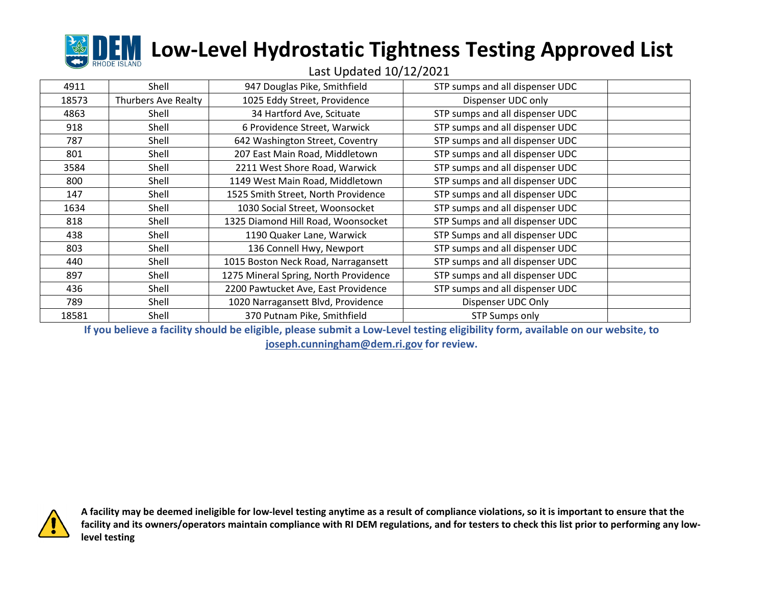# Low-Level Hydrostatic Tightness Testing Approved List

Last Updated 10/12/2021

| | | | | |
|---|---|---|---|---|
| 4911 | Shell | 947 Douglas Pike, Smithfield | STP sumps and all dispenser UDC | |
| 18573 | Thurbers Ave Realty | 1025 Eddy Street, Providence | Dispenser UDC only | |
| 4863 | Shell | 34 Hartford Ave, Scituate | STP sumps and all dispenser UDC | |
| 918 | Shell | 6 Providence Street, Warwick | STP sumps and all dispenser UDC | |
| 787 | Shell | 642 Washington Street, Coventry | STP sumps and all dispenser UDC | |
| 801 | Shell | 207 East Main Road, Middletown | STP sumps and all dispenser UDC | |
| 3584 | Shell | 2211 West Shore Road, Warwick | STP sumps and all dispenser UDC | |
| 800 | Shell | 1149 West Main Road, Middletown | STP sumps and all dispenser UDC | |
| 147 | Shell | 1525 Smith Street, North Providence | STP sumps and all dispenser UDC | |
| 1634 | Shell | 1030 Social Street, Woonsocket | STP sumps and all dispenser UDC | |
| 818 | Shell | 1325 Diamond Hill Road, Woonsocket | STP Sumps and all dispenser UDC | |
| 438 | Shell | 1190 Quaker Lane, Warwick | STP Sumps and all dispenser UDC | |
| 803 | Shell | 136 Connell Hwy, Newport | STP sumps and all dispenser UDC | |
| 440 | Shell | 1015 Boston Neck Road, Narragansett | STP sumps and all dispenser UDC | |
| 897 | Shell | 1275 Mineral Spring, North Providence | STP sumps and all dispenser UDC | |
| 436 | Shell | 2200 Pawtucket Ave, East Providence | STP sumps and all dispenser UDC | |
| 789 | Shell | 1020 Narragansett Blvd, Providence | Dispenser UDC Only | |
| 18581 | Shell | 370 Putnam Pike, Smithfield | STP Sumps only | |

**If you believe a facility should be eligible, please submit a Low-Level testing eligibility form, available on our website, to joseph.cunningham@dem.ri.gov for review.**

**A facility may be deemed ineligible for low-level testing anytime as a result of compliance violations, so it is important to ensure that the facility and its owners/operators maintain compliance with RI DEM regulations, and for testers to check this list prior to performing any low-level testing**